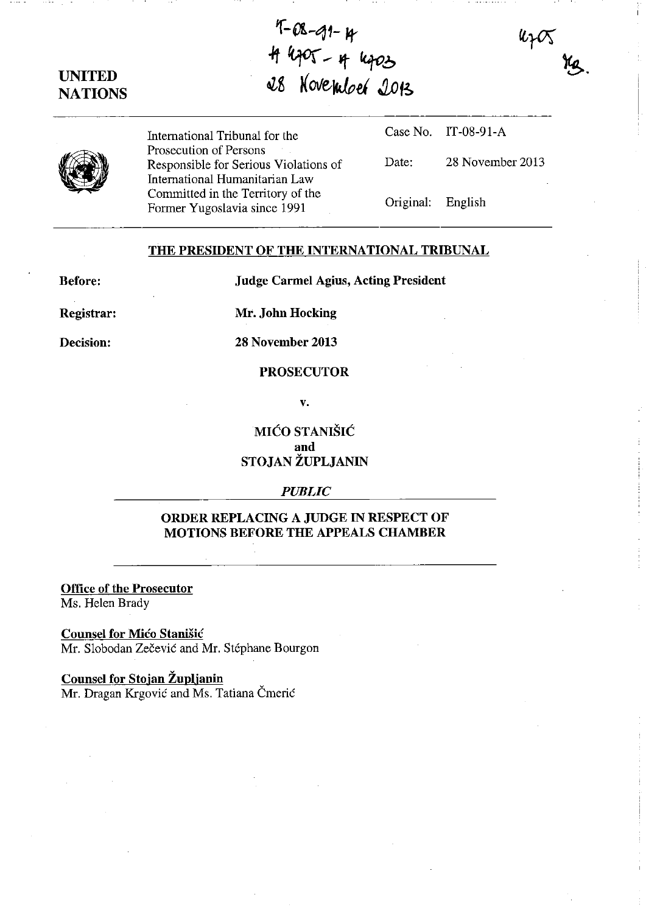IT-08-91-A
A 4705 - A 4703
28 November 2013

4705
KS.

**UNITED NATIONS**

International Tribunal for the Prosecution of Persons Responsible for Serious Violations of International Humanitarian Law Committed in the Territory of the Former Yugoslavia since 1991

Case No. IT-08-91-A

Date: 28 November 2013

Original: English

## THE PRESIDENT OF THE INTERNATIONAL TRIBUNAL

**Before:** **Judge Carmel Agius, Acting President**

**Registrar:** **Mr. John Hocking**

**Decision:** **28 November 2013**

**PROSECUTOR**

**v.**

**MIĆO STANIŠIĆ**
**and**
**STOJAN ŽUPLJANIN**

***PUBLIC***

## ORDER REPLACING A JUDGE IN RESPECT OF MOTIONS BEFORE THE APPEALS CHAMBER

**Office of the Prosecutor**
Ms. Helen Brady

**Counsel for Mićo Stanišić**
Mr. Slobodan Zečević and Mr. Stéphane Bourgon

**Counsel for Stojan Župljanin**
Mr. Dragan Krgović and Ms. Tatiana Čmerić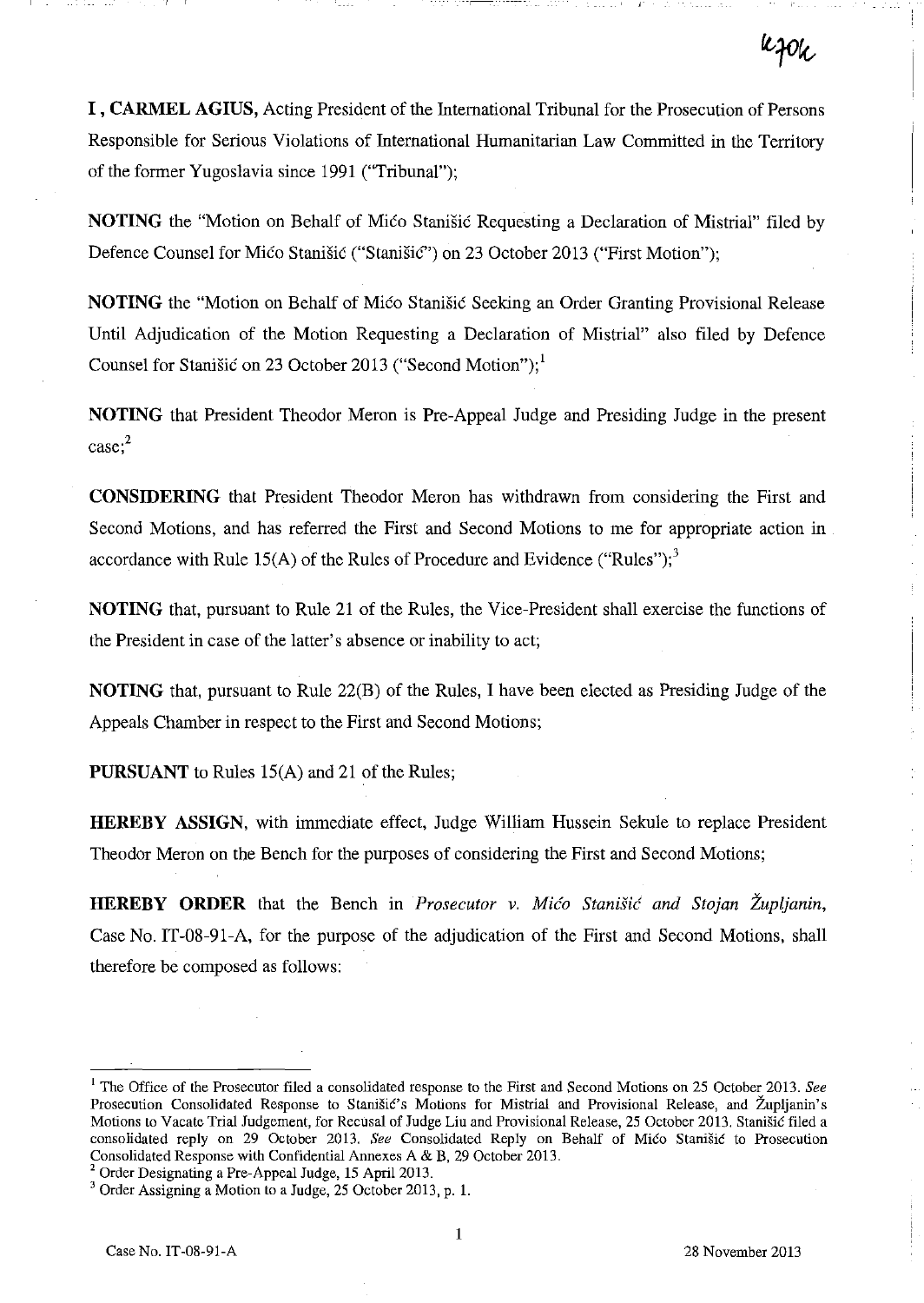**I, CARMEL AGIUS,** Acting President of the International Tribunal for the Prosecution of Persons Responsible for Serious Violations of International Humanitarian Law Committed in the Territory of the former Yugoslavia since 1991 ("Tribunal");

**NOTING** the "Motion on Behalf of Mićo Stanišić Requesting a Declaration of Mistrial" filed by Defence Counsel for Mićo Stanišić ("Stanišić") on 23 October 2013 ("First Motion");

**NOTING** the "Motion on Behalf of Mićo Stanišić Seeking an Order Granting Provisional Release Until Adjudication of the Motion Requesting a Declaration of Mistrial" also filed by Defence Counsel for Stanišić on 23 October 2013 ("Second Motion");[1]

**NOTING** that President Theodor Meron is Pre-Appeal Judge and Presiding Judge in the present case;[2]

**CONSIDERING** that President Theodor Meron has withdrawn from considering the First and Second Motions, and has referred the First and Second Motions to me for appropriate action in accordance with Rule 15(A) of the Rules of Procedure and Evidence ("Rules");[3]

**NOTING** that, pursuant to Rule 21 of the Rules, the Vice-President shall exercise the functions of the President in case of the latter's absence or inability to act;

**NOTING** that, pursuant to Rule 22(B) of the Rules, I have been elected as Presiding Judge of the Appeals Chamber in respect to the First and Second Motions;

**PURSUANT** to Rules 15(A) and 21 of the Rules;

**HEREBY ASSIGN,** with immediate effect, Judge William Hussein Sekule to replace President Theodor Meron on the Bench for the purposes of considering the First and Second Motions;

**HEREBY ORDER** that the Bench in *Prosecutor v. Mićo Stanišić and Stojan Župljanin*, Case No. IT-08-91-A, for the purpose of the adjudication of the First and Second Motions, shall therefore be composed as follows:

---

[1] The Office of the Prosecutor filed a consolidated response to the First and Second Motions on 25 October 2013. *See* Prosecution Consolidated Response to Stanišić's Motions for Mistrial and Provisional Release, and Župljanin's Motions to Vacate Trial Judgement, for Recusal of Judge Liu and Provisional Release, 25 October 2013. Stanišić filed a consolidated reply on 29 October 2013. *See* Consolidated Reply on Behalf of Mićo Stanišić to Prosecution Consolidated Response with Confidential Annexes A & B, 29 October 2013.

[2] Order Designating a Pre-Appeal Judge, 15 April 2013.

[3] Order Assigning a Motion to a Judge, 25 October 2013, p. 1.

Case No. IT-08-91-A 28 November 2013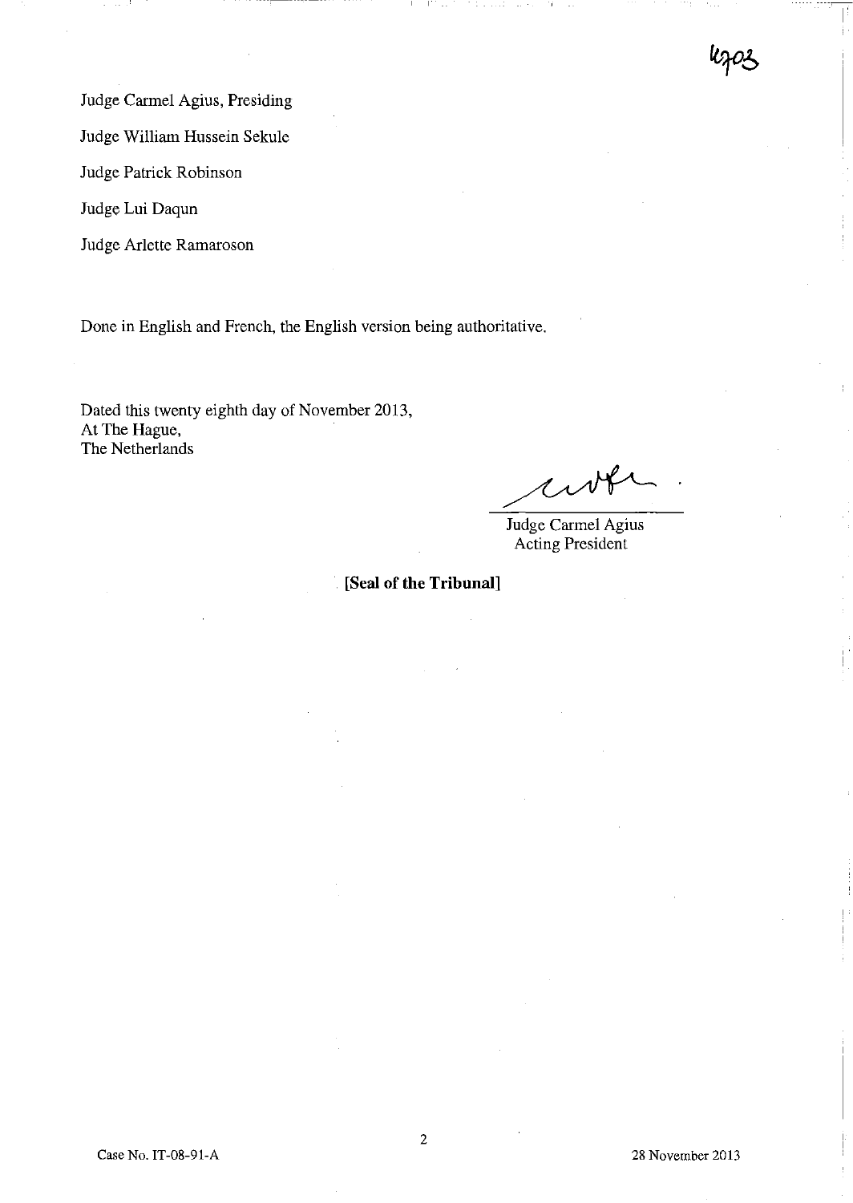Judge Carmel Agius, Presiding

Judge William Hussein Sekule

Judge Patrick Robinson

Judge Lui Daqun

Judge Arlette Ramaroson

Done in English and French, the English version being authoritative.

Dated this twenty eighth day of November 2013,
At The Hague,
The Netherlands

Judge Carmel Agius
Acting President

**[Seal of the Tribunal]**